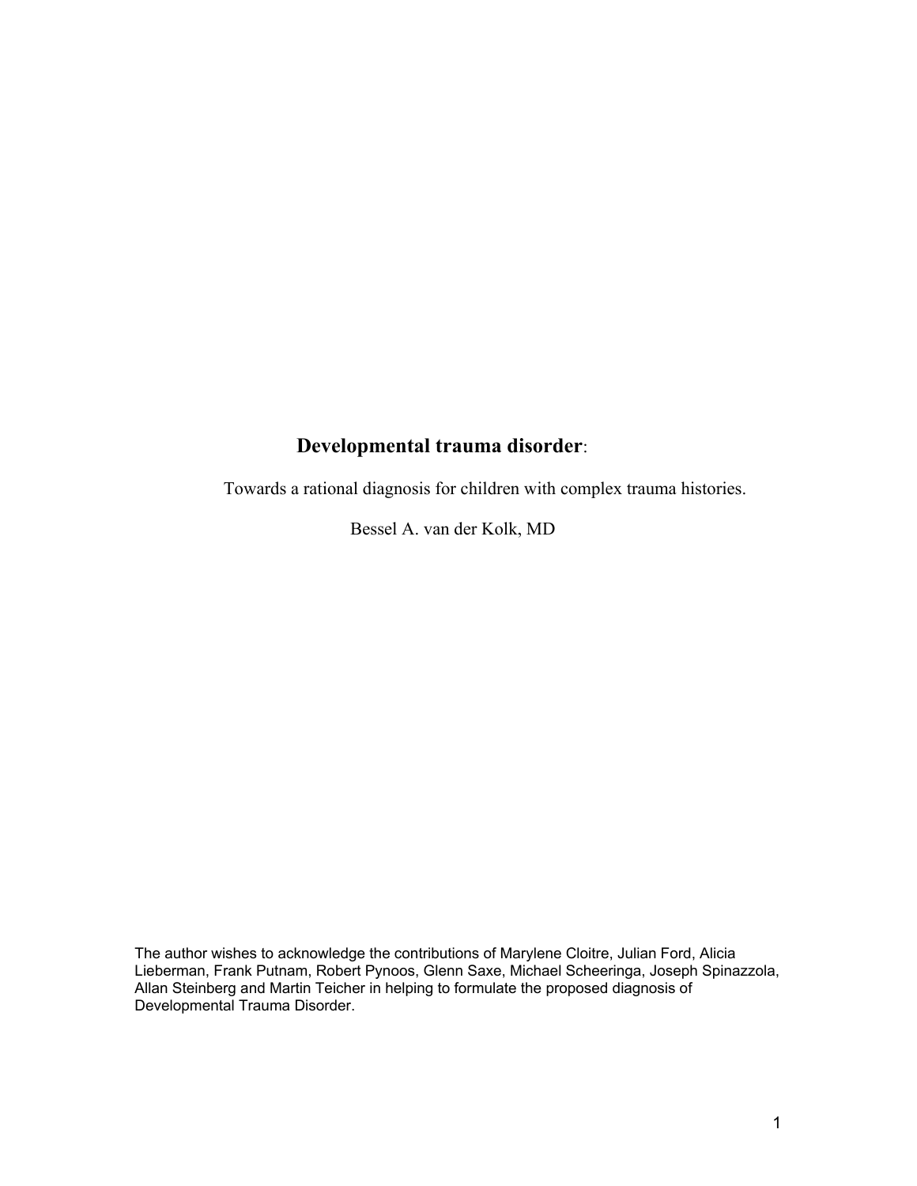# **Developmental trauma disorder**:

Towards a rational diagnosis for children with complex trauma histories.

Bessel A. van der Kolk, MD

The author wishes to acknowledge the contributions of Marylene Cloitre, Julian Ford, Alicia Lieberman, Frank Putnam, Robert Pynoos, Glenn Saxe, Michael Scheeringa, Joseph Spinazzola, Allan Steinberg and Martin Teicher in helping to formulate the proposed diagnosis of Developmental Trauma Disorder.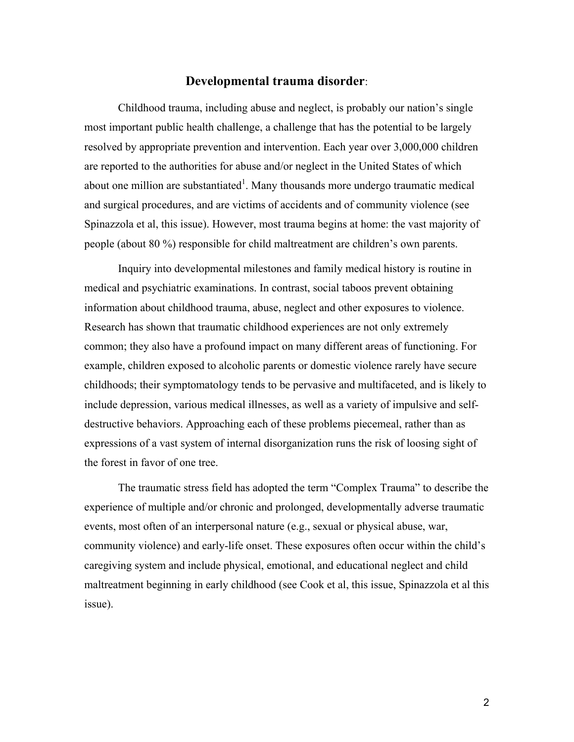## **Developmental trauma disorder**:

Childhood trauma, including abuse and neglect, is probably our nation's single most important public health challenge, a challenge that has the potential to be largely resolved by appropriate prevention and intervention. Each year over 3,000,000 children are reported to the authorities for abuse and/or neglect in the United States of which about one million are substantiated[1]. Many thousands more undergo traumatic medical and surgical procedures, and are victims of accidents and of community violence (see Spinazzola et al, this issue). However, most trauma begins at home: the vast majority of people (about 80 %) responsible for child maltreatment are children's own parents.

Inquiry into developmental milestones and family medical history is routine in medical and psychiatric examinations. In contrast, social taboos prevent obtaining information about childhood trauma, abuse, neglect and other exposures to violence. Research has shown that traumatic childhood experiences are not only extremely common; they also have a profound impact on many different areas of functioning. For example, children exposed to alcoholic parents or domestic violence rarely have secure childhoods; their symptomatology tends to be pervasive and multifaceted, and is likely to include depression, various medical illnesses, as well as a variety of impulsive and self-destructive behaviors. Approaching each of these problems piecemeal, rather than as expressions of a vast system of internal disorganization runs the risk of loosing sight of the forest in favor of one tree.

The traumatic stress field has adopted the term "Complex Trauma" to describe the experience of multiple and/or chronic and prolonged, developmentally adverse traumatic events, most often of an interpersonal nature (e.g., sexual or physical abuse, war, community violence) and early-life onset. These exposures often occur within the child's caregiving system and include physical, emotional, and educational neglect and child maltreatment beginning in early childhood (see Cook et al, this issue, Spinazzola et al this issue).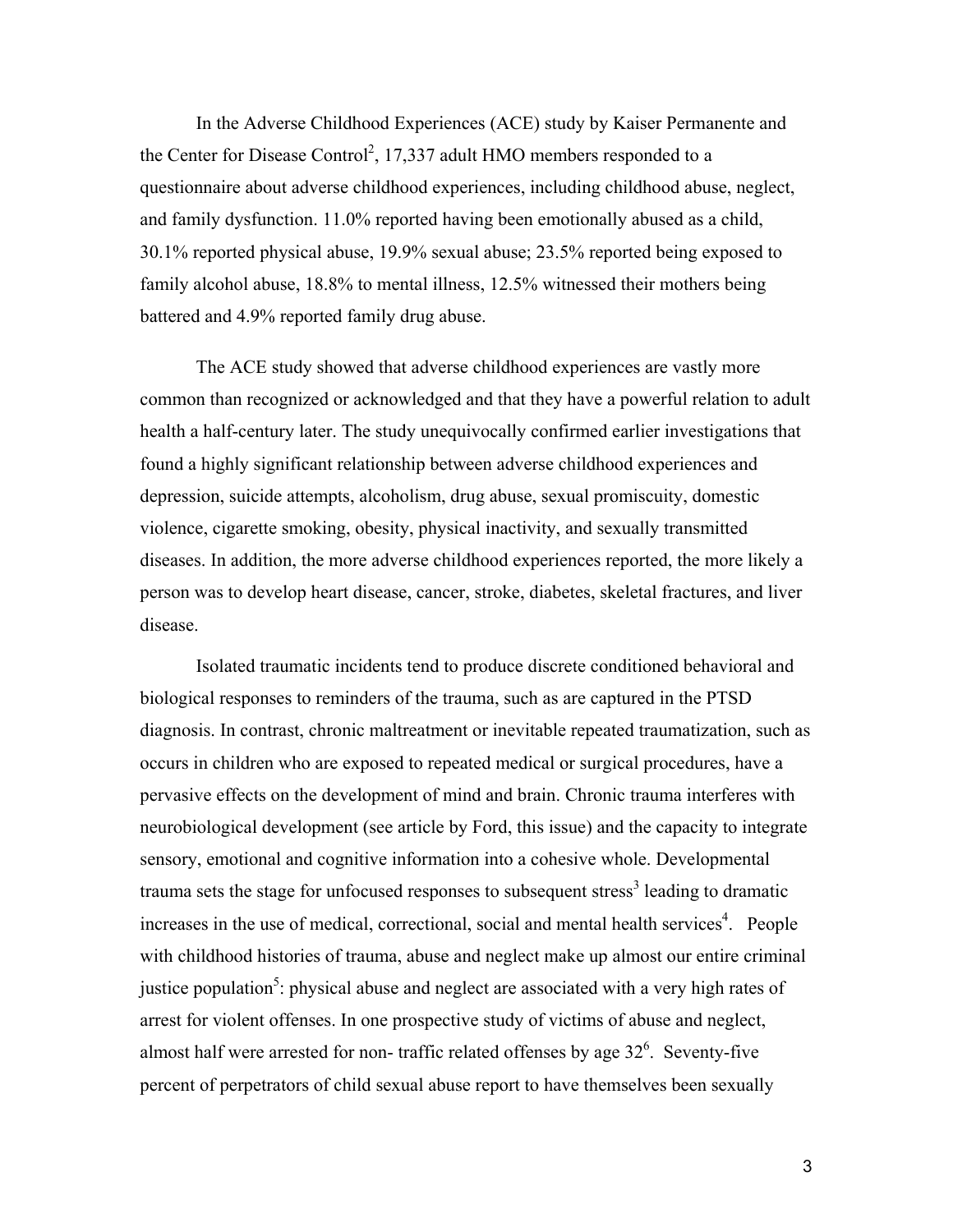In the Adverse Childhood Experiences (ACE) study by Kaiser Permanente and the Center for Disease Control[2], 17,337 adult HMO members responded to a questionnaire about adverse childhood experiences, including childhood abuse, neglect, and family dysfunction. 11.0% reported having been emotionally abused as a child, 30.1% reported physical abuse, 19.9% sexual abuse; 23.5% reported being exposed to family alcohol abuse, 18.8% to mental illness, 12.5% witnessed their mothers being battered and 4.9% reported family drug abuse.

The ACE study showed that adverse childhood experiences are vastly more common than recognized or acknowledged and that they have a powerful relation to adult health a half-century later. The study unequivocally confirmed earlier investigations that found a highly significant relationship between adverse childhood experiences and depression, suicide attempts, alcoholism, drug abuse, sexual promiscuity, domestic violence, cigarette smoking, obesity, physical inactivity, and sexually transmitted diseases. In addition, the more adverse childhood experiences reported, the more likely a person was to develop heart disease, cancer, stroke, diabetes, skeletal fractures, and liver disease.

Isolated traumatic incidents tend to produce discrete conditioned behavioral and biological responses to reminders of the trauma, such as are captured in the PTSD diagnosis. In contrast, chronic maltreatment or inevitable repeated traumatization, such as occurs in children who are exposed to repeated medical or surgical procedures, have a pervasive effects on the development of mind and brain. Chronic trauma interferes with neurobiological development (see article by Ford, this issue) and the capacity to integrate sensory, emotional and cognitive information into a cohesive whole. Developmental trauma sets the stage for unfocused responses to subsequent stress[3] leading to dramatic increases in the use of medical, correctional, social and mental health services[4]. People with childhood histories of trauma, abuse and neglect make up almost our entire criminal justice population[5]: physical abuse and neglect are associated with a very high rates of arrest for violent offenses. In one prospective study of victims of abuse and neglect, almost half were arrested for non- traffic related offenses by age 32[6]. Seventy-five percent of perpetrators of child sexual abuse report to have themselves been sexually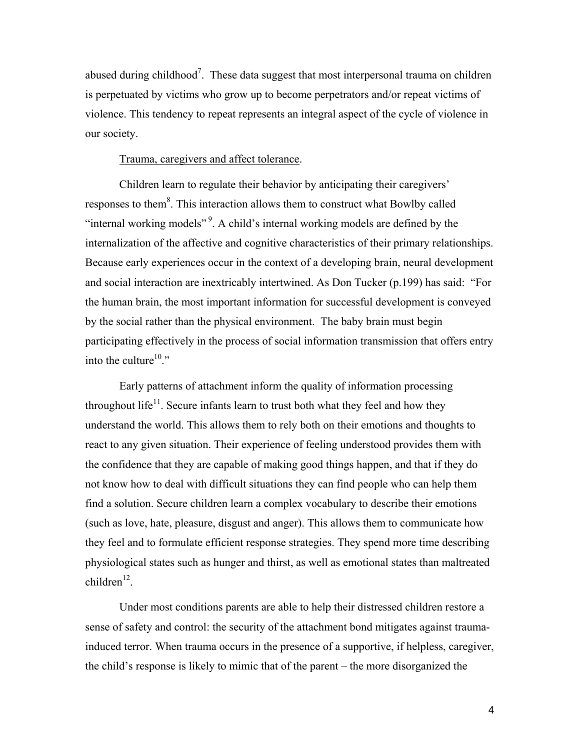abused during childhood[7]. These data suggest that most interpersonal trauma on children is perpetuated by victims who grow up to become perpetrators and/or repeat victims of violence. This tendency to repeat represents an integral aspect of the cycle of violence in our society.

Trauma, caregivers and affect tolerance.

Children learn to regulate their behavior by anticipating their caregivers' responses to them[8]. This interaction allows them to construct what Bowlby called "internal working models"[9]. A child's internal working models are defined by the internalization of the affective and cognitive characteristics of their primary relationships. Because early experiences occur in the context of a developing brain, neural development and social interaction are inextricably intertwined. As Don Tucker (p.199) has said: "For the human brain, the most important information for successful development is conveyed by the social rather than the physical environment. The baby brain must begin participating effectively in the process of social information transmission that offers entry into the culture[10]."

Early patterns of attachment inform the quality of information processing throughout life[11]. Secure infants learn to trust both what they feel and how they understand the world. This allows them to rely both on their emotions and thoughts to react to any given situation. Their experience of feeling understood provides them with the confidence that they are capable of making good things happen, and that if they do not know how to deal with difficult situations they can find people who can help them find a solution. Secure children learn a complex vocabulary to describe their emotions (such as love, hate, pleasure, disgust and anger). This allows them to communicate how they feel and to formulate efficient response strategies. They spend more time describing physiological states such as hunger and thirst, as well as emotional states than maltreated children[12].

Under most conditions parents are able to help their distressed children restore a sense of safety and control: the security of the attachment bond mitigates against trauma-induced terror. When trauma occurs in the presence of a supportive, if helpless, caregiver, the child's response is likely to mimic that of the parent – the more disorganized the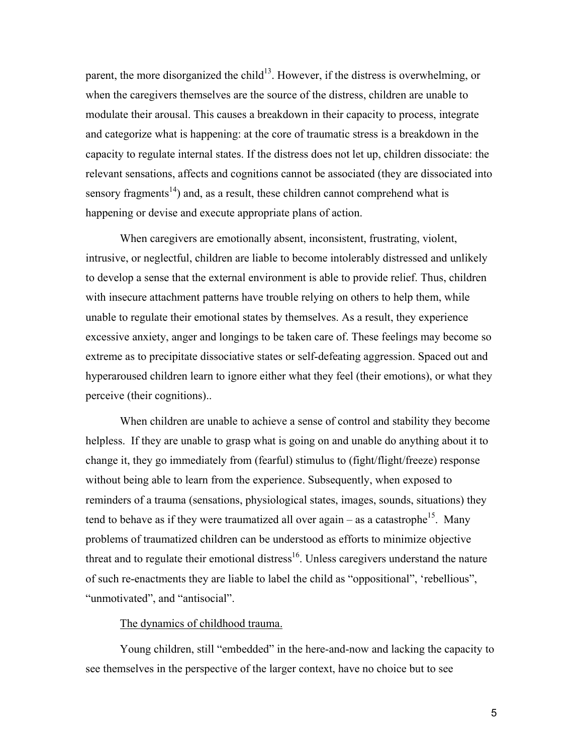parent, the more disorganized the child[13]. However, if the distress is overwhelming, or when the caregivers themselves are the source of the distress, children are unable to modulate their arousal. This causes a breakdown in their capacity to process, integrate and categorize what is happening: at the core of traumatic stress is a breakdown in the capacity to regulate internal states. If the distress does not let up, children dissociate: the relevant sensations, affects and cognitions cannot be associated (they are dissociated into sensory fragments[14]) and, as a result, these children cannot comprehend what is happening or devise and execute appropriate plans of action.

When caregivers are emotionally absent, inconsistent, frustrating, violent, intrusive, or neglectful, children are liable to become intolerably distressed and unlikely to develop a sense that the external environment is able to provide relief. Thus, children with insecure attachment patterns have trouble relying on others to help them, while unable to regulate their emotional states by themselves. As a result, they experience excessive anxiety, anger and longings to be taken care of. These feelings may become so extreme as to precipitate dissociative states or self-defeating aggression. Spaced out and hyperaroused children learn to ignore either what they feel (their emotions), or what they perceive (their cognitions)..

When children are unable to achieve a sense of control and stability they become helpless. If they are unable to grasp what is going on and unable do anything about it to change it, they go immediately from (fearful) stimulus to (fight/flight/freeze) response without being able to learn from the experience. Subsequently, when exposed to reminders of a trauma (sensations, physiological states, images, sounds, situations) they tend to behave as if they were traumatized all over again – as a catastrophe[15]. Many problems of traumatized children can be understood as efforts to minimize objective threat and to regulate their emotional distress[16]. Unless caregivers understand the nature of such re-enactments they are liable to label the child as "oppositional", 'rebellious", "unmotivated", and "antisocial".

<u>The dynamics of childhood trauma.</u>

Young children, still "embedded" in the here-and-now and lacking the capacity to see themselves in the perspective of the larger context, have no choice but to see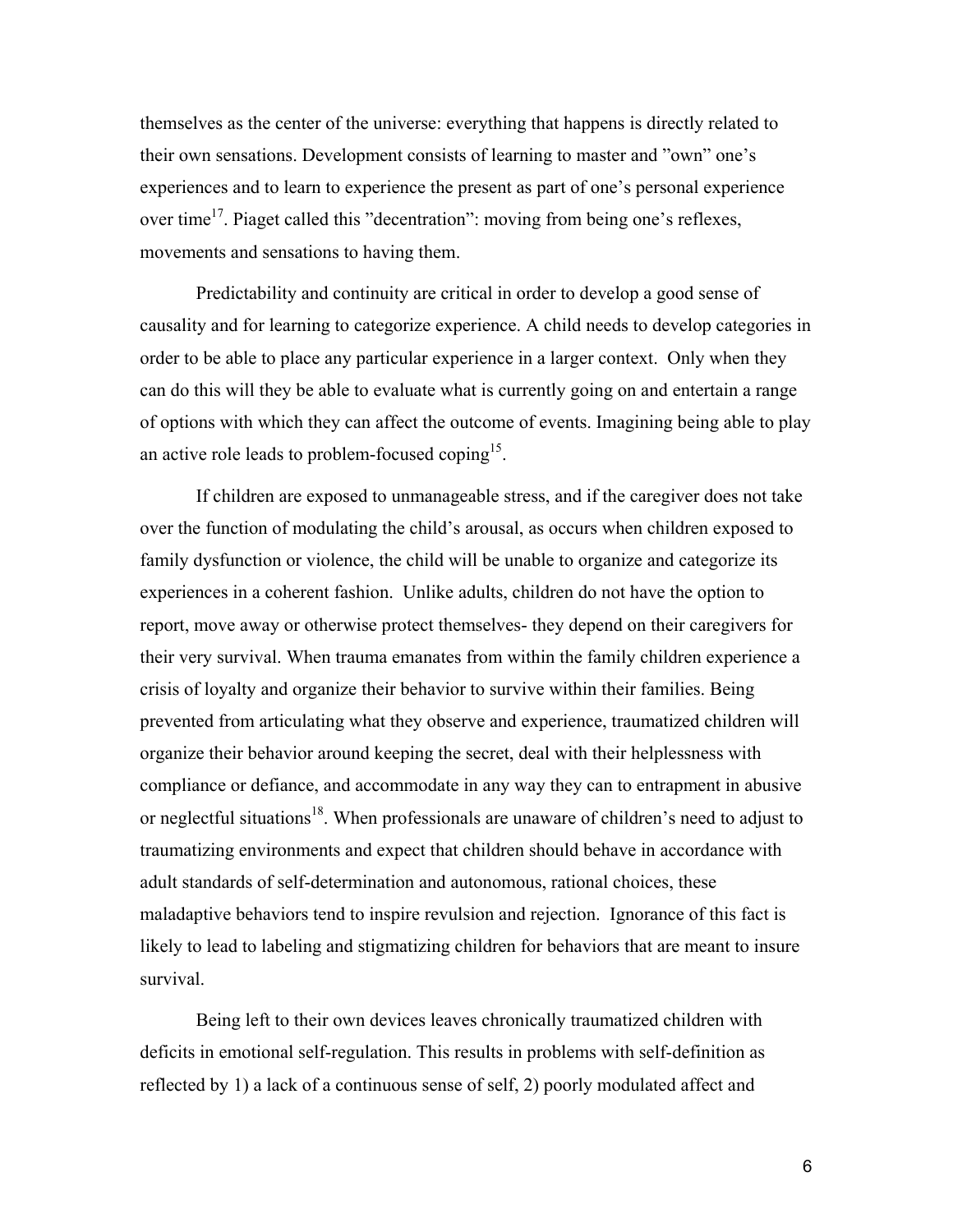themselves as the center of the universe: everything that happens is directly related to their own sensations. Development consists of learning to master and "own" one's experiences and to learn to experience the present as part of one's personal experience over time[17]. Piaget called this "decentration": moving from being one's reflexes, movements and sensations to having them.

Predictability and continuity are critical in order to develop a good sense of causality and for learning to categorize experience. A child needs to develop categories in order to be able to place any particular experience in a larger context. Only when they can do this will they be able to evaluate what is currently going on and entertain a range of options with which they can affect the outcome of events. Imagining being able to play an active role leads to problem-focused coping[15].

If children are exposed to unmanageable stress, and if the caregiver does not take over the function of modulating the child's arousal, as occurs when children exposed to family dysfunction or violence, the child will be unable to organize and categorize its experiences in a coherent fashion. Unlike adults, children do not have the option to report, move away or otherwise protect themselves- they depend on their caregivers for their very survival. When trauma emanates from within the family children experience a crisis of loyalty and organize their behavior to survive within their families. Being prevented from articulating what they observe and experience, traumatized children will organize their behavior around keeping the secret, deal with their helplessness with compliance or defiance, and accommodate in any way they can to entrapment in abusive or neglectful situations[18]. When professionals are unaware of children's need to adjust to traumatizing environments and expect that children should behave in accordance with adult standards of self-determination and autonomous, rational choices, these maladaptive behaviors tend to inspire revulsion and rejection. Ignorance of this fact is likely to lead to labeling and stigmatizing children for behaviors that are meant to insure survival.

Being left to their own devices leaves chronically traumatized children with deficits in emotional self-regulation. This results in problems with self-definition as reflected by 1) a lack of a continuous sense of self, 2) poorly modulated affect and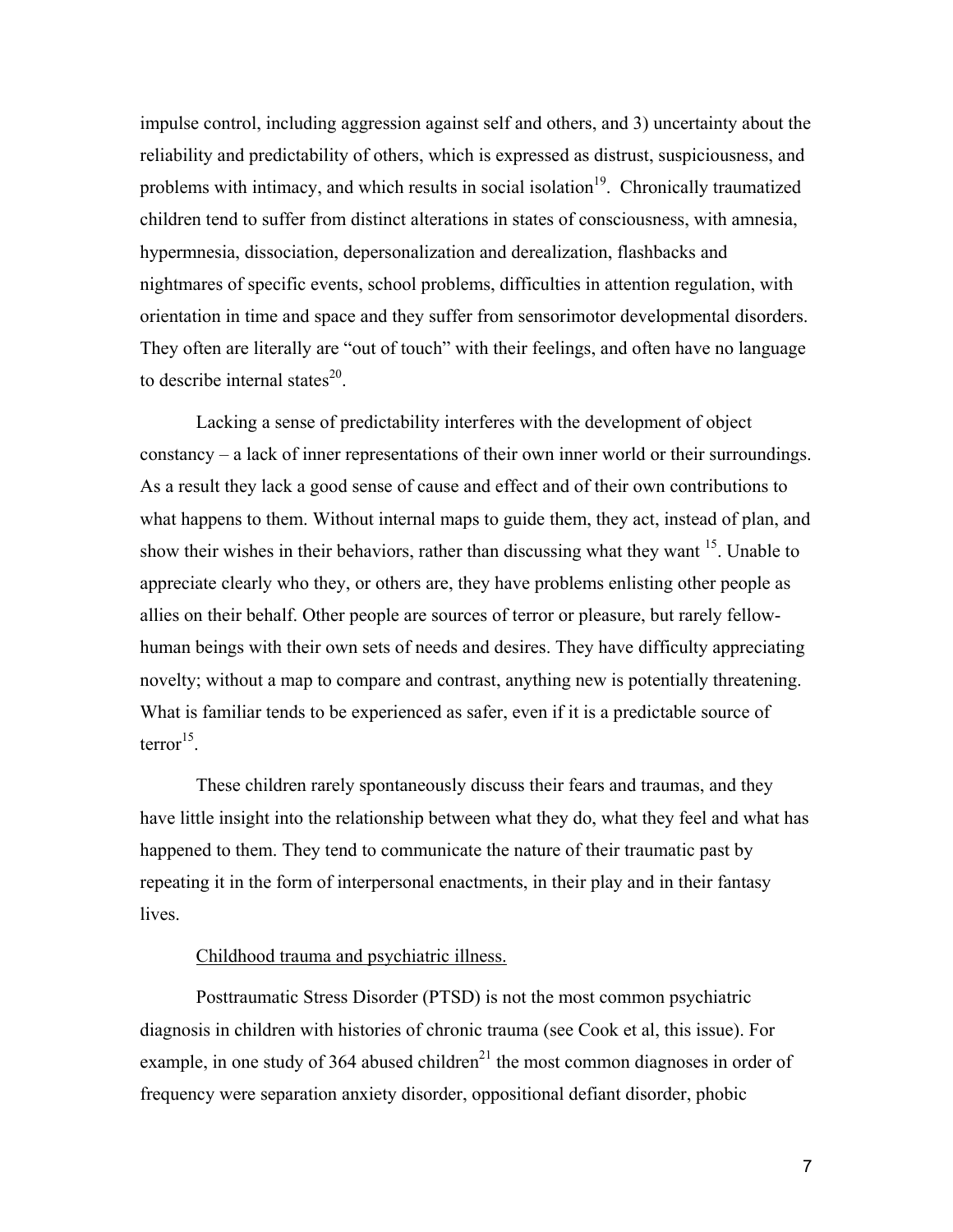impulse control, including aggression against self and others, and 3) uncertainty about the reliability and predictability of others, which is expressed as distrust, suspiciousness, and problems with intimacy, and which results in social isolation[19]. Chronically traumatized children tend to suffer from distinct alterations in states of consciousness, with amnesia, hypermnesia, dissociation, depersonalization and derealization, flashbacks and nightmares of specific events, school problems, difficulties in attention regulation, with orientation in time and space and they suffer from sensorimotor developmental disorders. They often are literally are "out of touch" with their feelings, and often have no language to describe internal states[20].

Lacking a sense of predictability interferes with the development of object constancy – a lack of inner representations of their own inner world or their surroundings. As a result they lack a good sense of cause and effect and of their own contributions to what happens to them. Without internal maps to guide them, they act, instead of plan, and show their wishes in their behaviors, rather than discussing what they want [15]. Unable to appreciate clearly who they, or others are, they have problems enlisting other people as allies on their behalf. Other people are sources of terror or pleasure, but rarely fellow-human beings with their own sets of needs and desires. They have difficulty appreciating novelty; without a map to compare and contrast, anything new is potentially threatening. What is familiar tends to be experienced as safer, even if it is a predictable source of terror[15].

These children rarely spontaneously discuss their fears and traumas, and they have little insight into the relationship between what they do, what they feel and what has happened to them. They tend to communicate the nature of their traumatic past by repeating it in the form of interpersonal enactments, in their play and in their fantasy lives.

Childhood trauma and psychiatric illness.

Posttraumatic Stress Disorder (PTSD) is not the most common psychiatric diagnosis in children with histories of chronic trauma (see Cook et al, this issue). For example, in one study of 364 abused children[21] the most common diagnoses in order of frequency were separation anxiety disorder, oppositional defiant disorder, phobic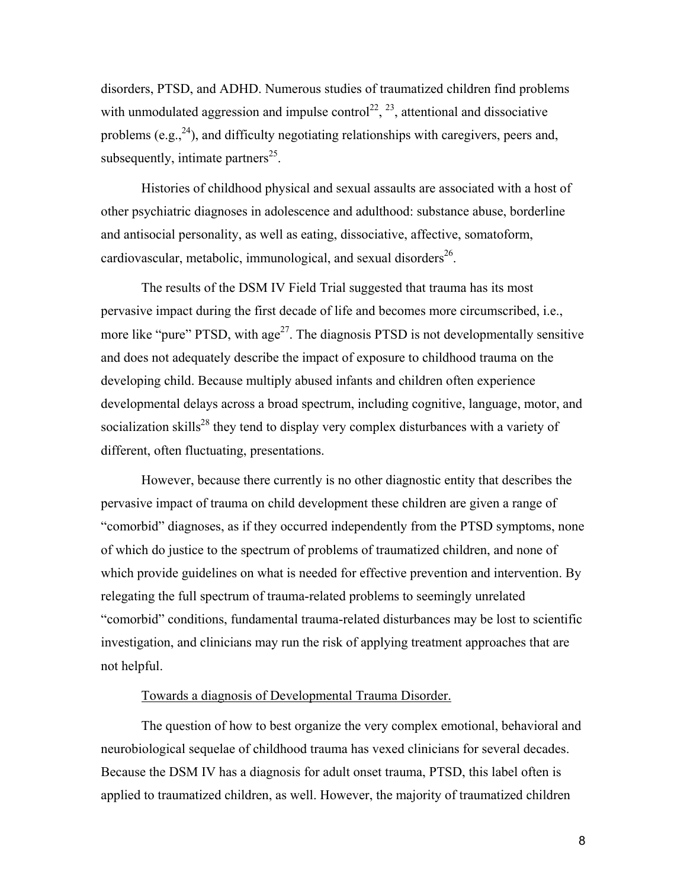disorders, PTSD, and ADHD. Numerous studies of traumatized children find problems with unmodulated aggression and impulse control[22], [23], attentional and dissociative problems (e.g.,[24]), and difficulty negotiating relationships with caregivers, peers and, subsequently, intimate partners[25].

Histories of childhood physical and sexual assaults are associated with a host of other psychiatric diagnoses in adolescence and adulthood: substance abuse, borderline and antisocial personality, as well as eating, dissociative, affective, somatoform, cardiovascular, metabolic, immunological, and sexual disorders[26].

The results of the DSM IV Field Trial suggested that trauma has its most pervasive impact during the first decade of life and becomes more circumscribed, i.e., more like "pure" PTSD, with age[27]. The diagnosis PTSD is not developmentally sensitive and does not adequately describe the impact of exposure to childhood trauma on the developing child. Because multiply abused infants and children often experience developmental delays across a broad spectrum, including cognitive, language, motor, and socialization skills[28] they tend to display very complex disturbances with a variety of different, often fluctuating, presentations.

However, because there currently is no other diagnostic entity that describes the pervasive impact of trauma on child development these children are given a range of "comorbid" diagnoses, as if they occurred independently from the PTSD symptoms, none of which do justice to the spectrum of problems of traumatized children, and none of which provide guidelines on what is needed for effective prevention and intervention. By relegating the full spectrum of trauma-related problems to seemingly unrelated "comorbid" conditions, fundamental trauma-related disturbances may be lost to scientific investigation, and clinicians may run the risk of applying treatment approaches that are not helpful.

## Towards a diagnosis of Developmental Trauma Disorder.

The question of how to best organize the very complex emotional, behavioral and neurobiological sequelae of childhood trauma has vexed clinicians for several decades. Because the DSM IV has a diagnosis for adult onset trauma, PTSD, this label often is applied to traumatized children, as well. However, the majority of traumatized children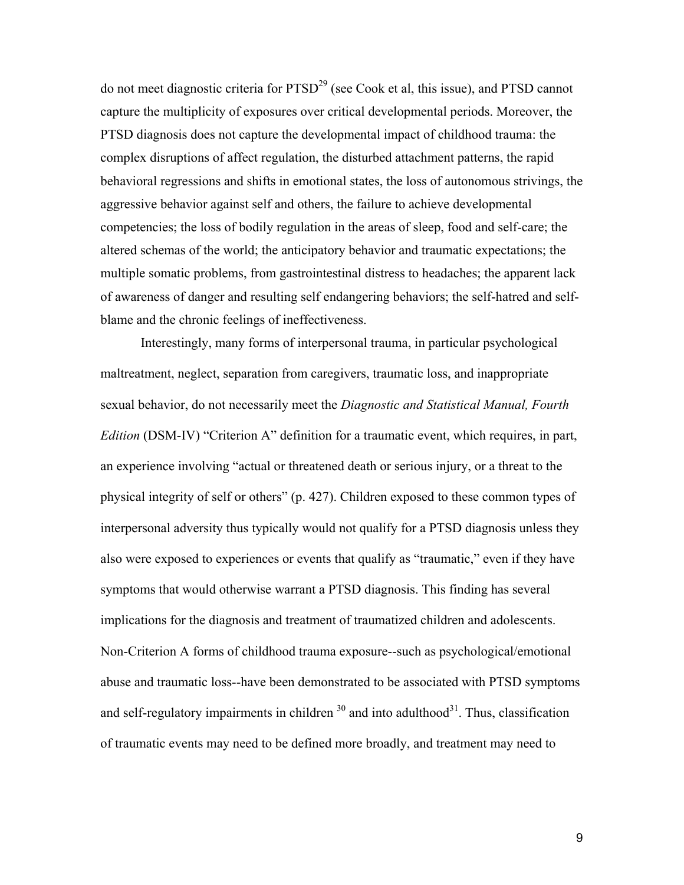do not meet diagnostic criteria for PTSD[29] (see Cook et al, this issue), and PTSD cannot capture the multiplicity of exposures over critical developmental periods. Moreover, the PTSD diagnosis does not capture the developmental impact of childhood trauma: the complex disruptions of affect regulation, the disturbed attachment patterns, the rapid behavioral regressions and shifts in emotional states, the loss of autonomous strivings, the aggressive behavior against self and others, the failure to achieve developmental competencies; the loss of bodily regulation in the areas of sleep, food and self-care; the altered schemas of the world; the anticipatory behavior and traumatic expectations; the multiple somatic problems, from gastrointestinal distress to headaches; the apparent lack of awareness of danger and resulting self endangering behaviors; the self-hatred and self-blame and the chronic feelings of ineffectiveness.

Interestingly, many forms of interpersonal trauma, in particular psychological maltreatment, neglect, separation from caregivers, traumatic loss, and inappropriate sexual behavior, do not necessarily meet the *Diagnostic and Statistical Manual, Fourth Edition* (DSM-IV) "Criterion A" definition for a traumatic event, which requires, in part, an experience involving "actual or threatened death or serious injury, or a threat to the physical integrity of self or others" (p. 427). Children exposed to these common types of interpersonal adversity thus typically would not qualify for a PTSD diagnosis unless they also were exposed to experiences or events that qualify as "traumatic," even if they have symptoms that would otherwise warrant a PTSD diagnosis. This finding has several implications for the diagnosis and treatment of traumatized children and adolescents. Non-Criterion A forms of childhood trauma exposure--such as psychological/emotional abuse and traumatic loss--have been demonstrated to be associated with PTSD symptoms and self-regulatory impairments in children [30] and into adulthood[31]. Thus, classification of traumatic events may need to be defined more broadly, and treatment may need to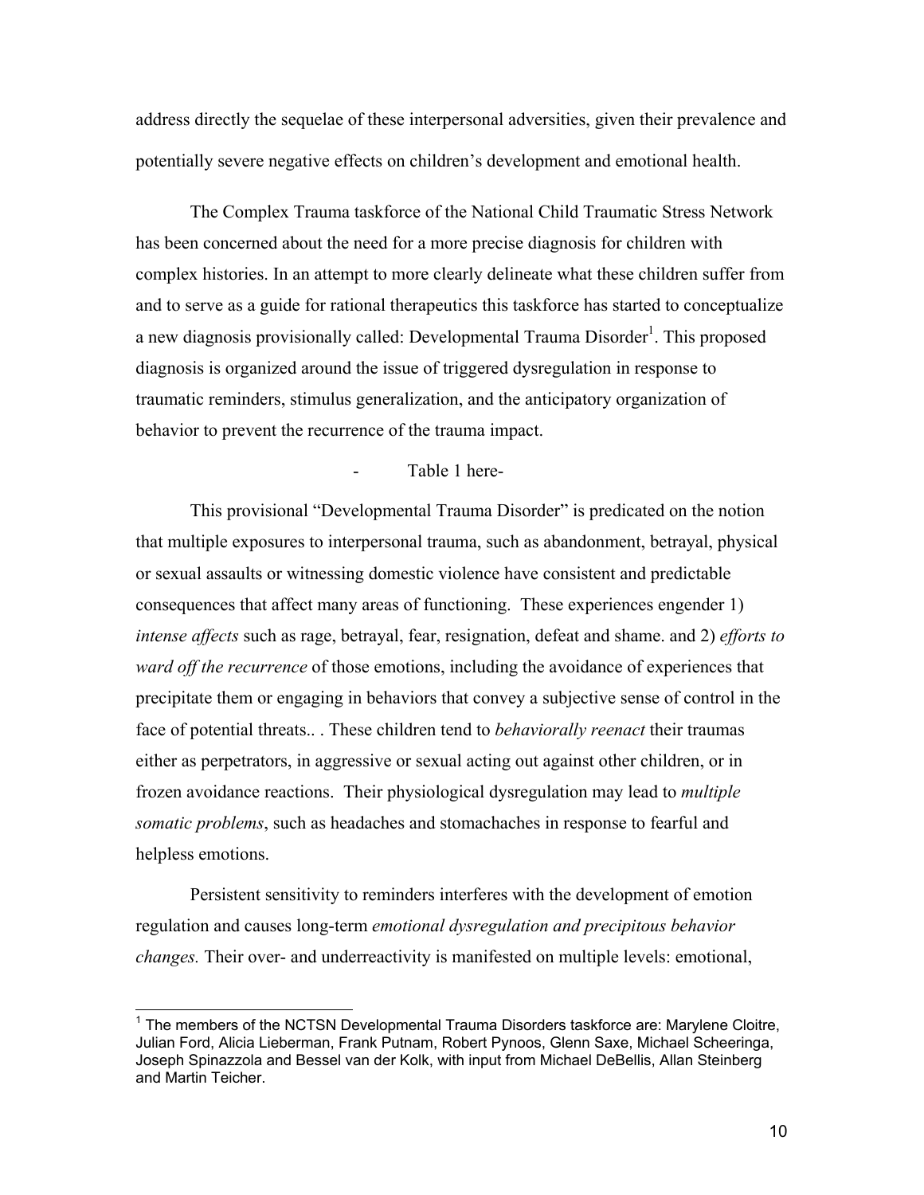address directly the sequelae of these interpersonal adversities, given their prevalence and potentially severe negative effects on children's development and emotional health.

The Complex Trauma taskforce of the National Child Traumatic Stress Network has been concerned about the need for a more precise diagnosis for children with complex histories. In an attempt to more clearly delineate what these children suffer from and to serve as a guide for rational therapeutics this taskforce has started to conceptualize a new diagnosis provisionally called: Developmental Trauma Disorder[1]. This proposed diagnosis is organized around the issue of triggered dysregulation in response to traumatic reminders, stimulus generalization, and the anticipatory organization of behavior to prevent the recurrence of the trauma impact.

- Table 1 here-

This provisional "Developmental Trauma Disorder" is predicated on the notion that multiple exposures to interpersonal trauma, such as abandonment, betrayal, physical or sexual assaults or witnessing domestic violence have consistent and predictable consequences that affect many areas of functioning. These experiences engender 1) *intense affects* such as rage, betrayal, fear, resignation, defeat and shame. and 2) *efforts to ward off the recurrence* of those emotions, including the avoidance of experiences that precipitate them or engaging in behaviors that convey a subjective sense of control in the face of potential threats.. . These children tend to *behaviorally reenact* their traumas either as perpetrators, in aggressive or sexual acting out against other children, or in frozen avoidance reactions. Their physiological dysregulation may lead to *multiple somatic problems*, such as headaches and stomachaches in response to fearful and helpless emotions.

Persistent sensitivity to reminders interferes with the development of emotion regulation and causes long-term *emotional dysregulation and precipitous behavior changes.* Their over- and underreactivity is manifested on multiple levels: emotional,

[1] The members of the NCTSN Developmental Trauma Disorders taskforce are: Marylene Cloitre, Julian Ford, Alicia Lieberman, Frank Putnam, Robert Pynoos, Glenn Saxe, Michael Scheeringa, Joseph Spinazzola and Bessel van der Kolk, with input from Michael DeBellis, Allan Steinberg and Martin Teicher.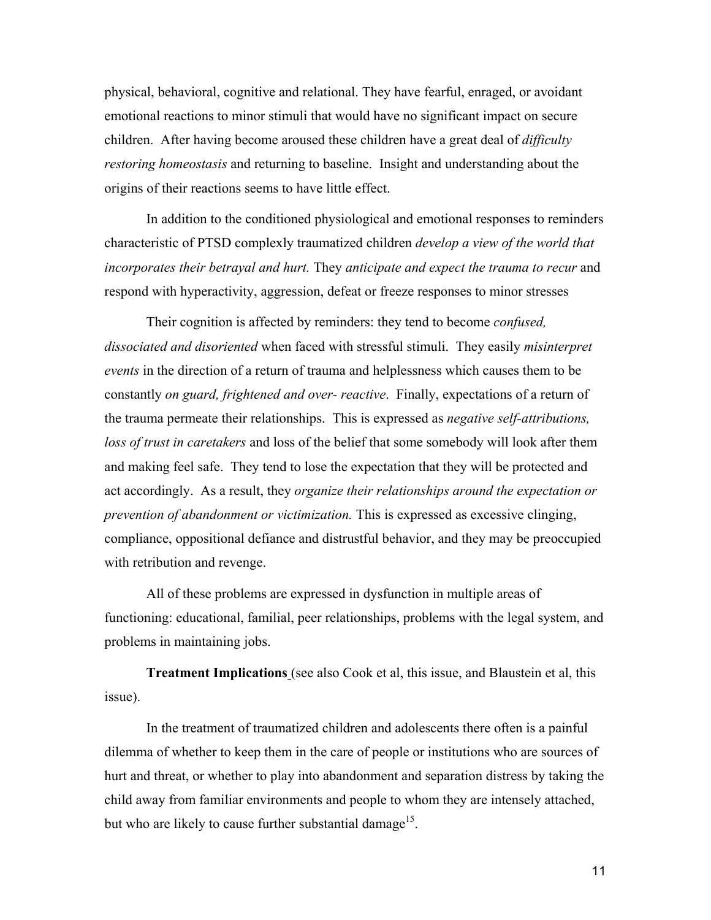physical, behavioral, cognitive and relational. They have fearful, enraged, or avoidant emotional reactions to minor stimuli that would have no significant impact on secure children. After having become aroused these children have a great deal of *difficulty restoring homeostasis* and returning to baseline. Insight and understanding about the origins of their reactions seems to have little effect.

In addition to the conditioned physiological and emotional responses to reminders characteristic of PTSD complexly traumatized children *develop a view of the world that incorporates their betrayal and hurt.* They *anticipate and expect the trauma to recur* and respond with hyperactivity, aggression, defeat or freeze responses to minor stresses

Their cognition is affected by reminders: they tend to become *confused, dissociated and disoriented* when faced with stressful stimuli. They easily *misinterpret events* in the direction of a return of trauma and helplessness which causes them to be constantly *on guard, frightened and over- reactive*. Finally, expectations of a return of the trauma permeate their relationships. This is expressed as *negative self-attributions, loss of trust in caretakers* and loss of the belief that some somebody will look after them and making feel safe. They tend to lose the expectation that they will be protected and act accordingly. As a result, they *organize their relationships around the expectation or prevention of abandonment or victimization.* This is expressed as excessive clinging, compliance, oppositional defiance and distrustful behavior, and they may be preoccupied with retribution and revenge.

All of these problems are expressed in dysfunction in multiple areas of functioning: educational, familial, peer relationships, problems with the legal system, and problems in maintaining jobs.

**Treatment Implications** (see also Cook et al, this issue, and Blaustein et al, this issue).

In the treatment of traumatized children and adolescents there often is a painful dilemma of whether to keep them in the care of people or institutions who are sources of hurt and threat, or whether to play into abandonment and separation distress by taking the child away from familiar environments and people to whom they are intensely attached, but who are likely to cause further substantial damage[15].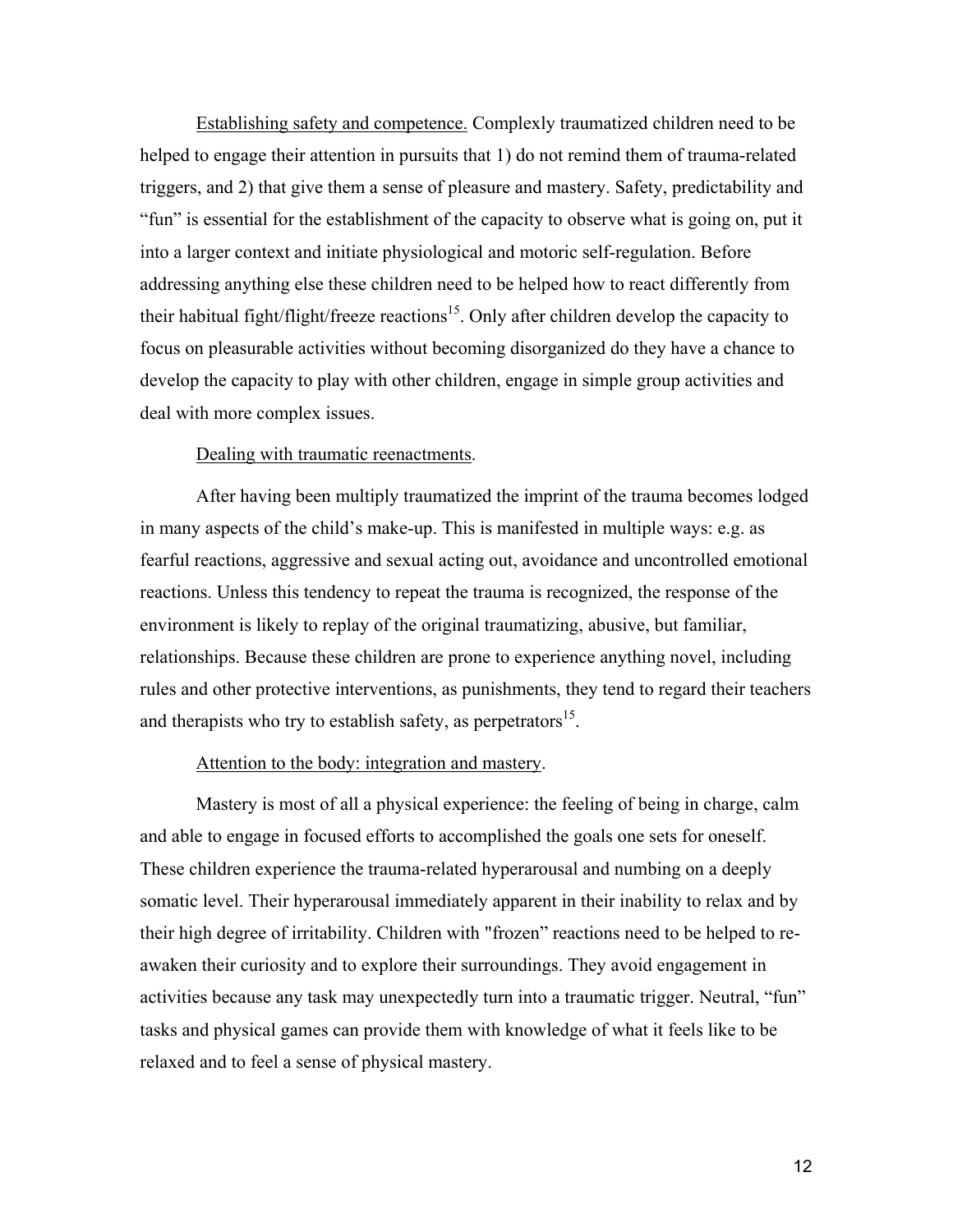Establishing safety and competence. Complexly traumatized children need to be helped to engage their attention in pursuits that 1) do not remind them of trauma-related triggers, and 2) that give them a sense of pleasure and mastery. Safety, predictability and "fun" is essential for the establishment of the capacity to observe what is going on, put it into a larger context and initiate physiological and motoric self-regulation. Before addressing anything else these children need to be helped how to react differently from their habitual fight/flight/freeze reactions[15]. Only after children develop the capacity to focus on pleasurable activities without becoming disorganized do they have a chance to develop the capacity to play with other children, engage in simple group activities and deal with more complex issues.

Dealing with traumatic reenactments.

After having been multiply traumatized the imprint of the trauma becomes lodged in many aspects of the child's make-up. This is manifested in multiple ways: e.g. as fearful reactions, aggressive and sexual acting out, avoidance and uncontrolled emotional reactions. Unless this tendency to repeat the trauma is recognized, the response of the environment is likely to replay of the original traumatizing, abusive, but familiar, relationships. Because these children are prone to experience anything novel, including rules and other protective interventions, as punishments, they tend to regard their teachers and therapists who try to establish safety, as perpetrators[15].

Attention to the body: integration and mastery.

Mastery is most of all a physical experience: the feeling of being in charge, calm and able to engage in focused efforts to accomplished the goals one sets for oneself. These children experience the trauma-related hyperarousal and numbing on a deeply somatic level. Their hyperarousal immediately apparent in their inability to relax and by their high degree of irritability. Children with "frozen" reactions need to be helped to re-awaken their curiosity and to explore their surroundings. They avoid engagement in activities because any task may unexpectedly turn into a traumatic trigger. Neutral, "fun" tasks and physical games can provide them with knowledge of what it feels like to be relaxed and to feel a sense of physical mastery.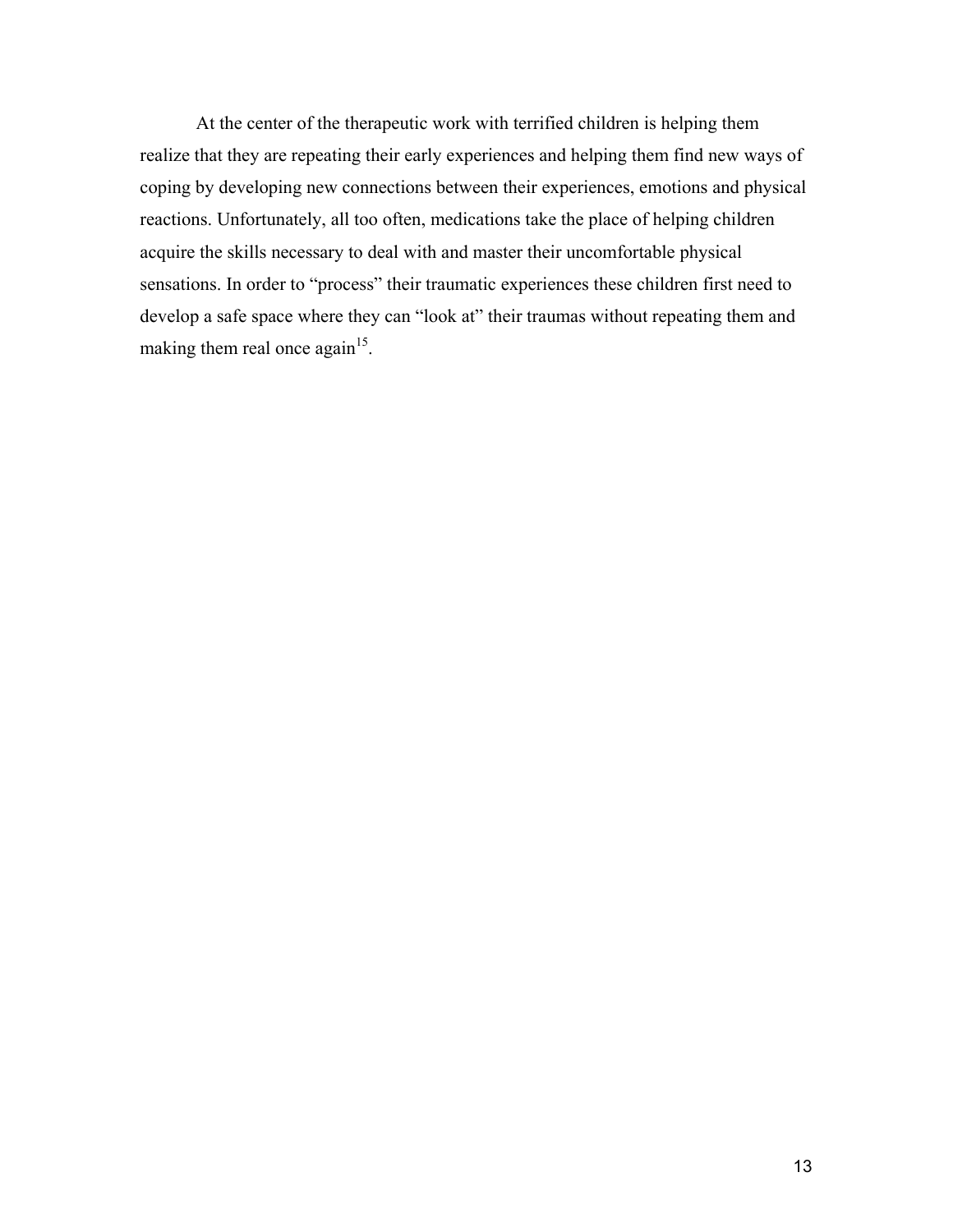At the center of the therapeutic work with terrified children is helping them realize that they are repeating their early experiences and helping them find new ways of coping by developing new connections between their experiences, emotions and physical reactions. Unfortunately, all too often, medications take the place of helping children acquire the skills necessary to deal with and master their uncomfortable physical sensations. In order to "process" their traumatic experiences these children first need to develop a safe space where they can "look at" their traumas without repeating them and making them real once again[15].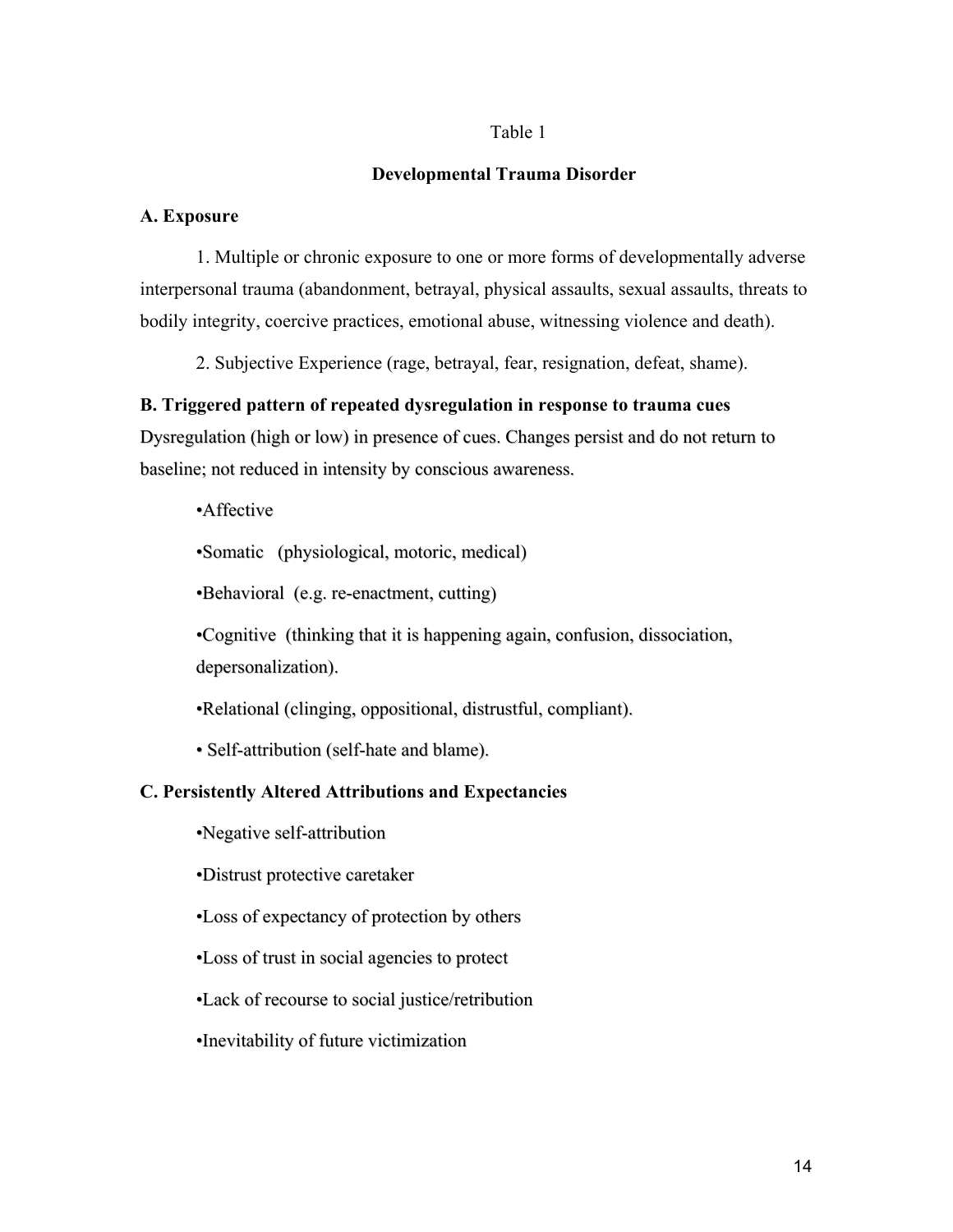Table 1

**Developmental Trauma Disorder**

**A. Exposure**

1. Multiple or chronic exposure to one or more forms of developmentally adverse interpersonal trauma (abandonment, betrayal, physical assaults, sexual assaults, threats to bodily integrity, coercive practices, emotional abuse, witnessing violence and death).

2. Subjective Experience (rage, betrayal, fear, resignation, defeat, shame).

**B. Triggered pattern of repeated dysregulation in response to trauma cues**

Dysregulation (high or low) in presence of cues. Changes persist and do not return to baseline; not reduced in intensity by conscious awareness.

- Affective
- Somatic (physiological, motoric, medical)
- Behavioral (e.g. re-enactment, cutting)
- Cognitive (thinking that it is happening again, confusion, dissociation, depersonalization).
- Relational (clinging, oppositional, distrustful, compliant).
- Self-attribution (self-hate and blame).

**C. Persistently Altered Attributions and Expectancies**

- Negative self-attribution
- Distrust protective caretaker
- Loss of expectancy of protection by others
- Loss of trust in social agencies to protect
- Lack of recourse to social justice/retribution
- Inevitability of future victimization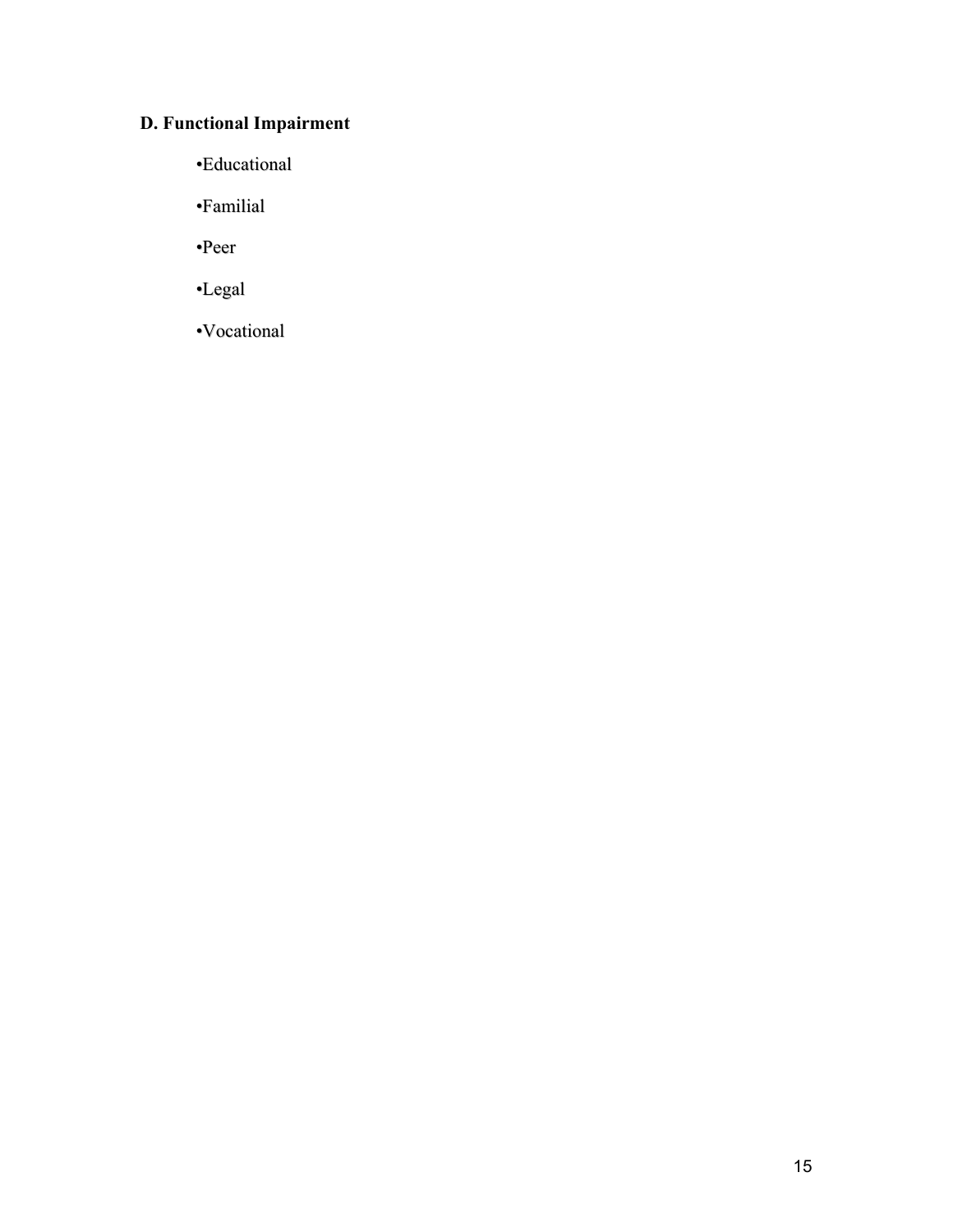**D. Functional Impairment**

- Educational
- Familial
- Peer
- Legal
- Vocational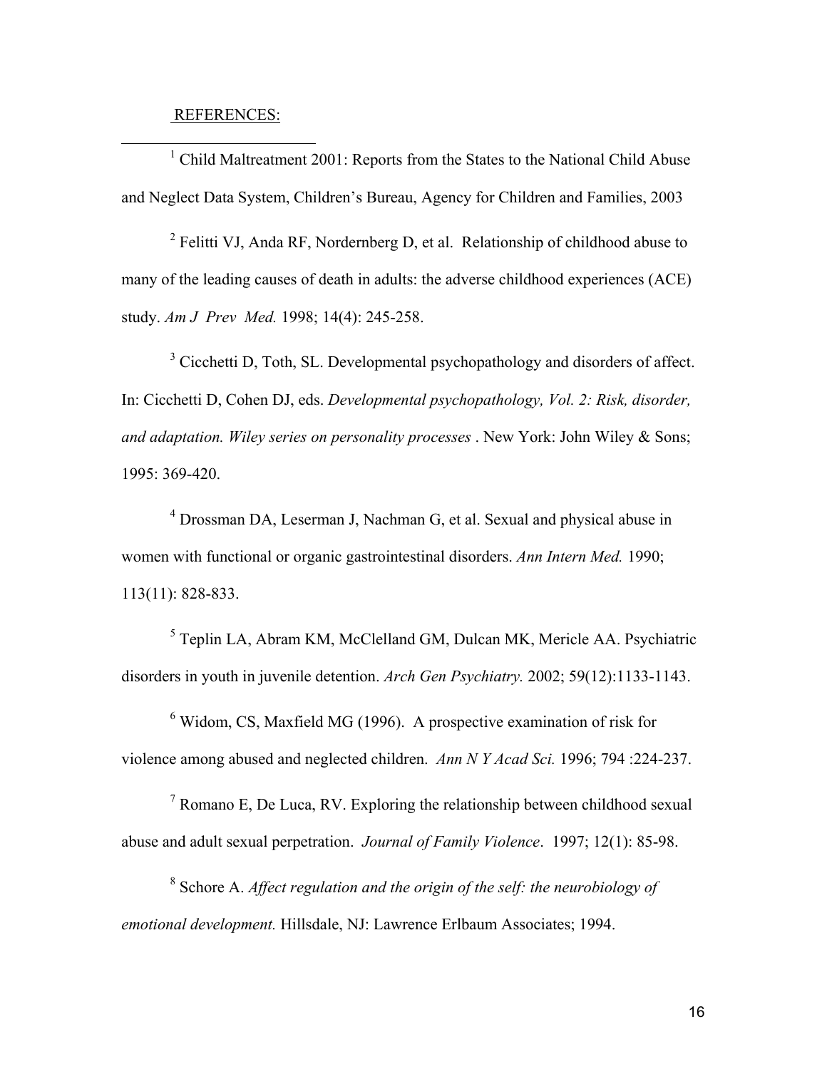REFERENCES:

[1] Child Maltreatment 2001: Reports from the States to the National Child Abuse and Neglect Data System, Children's Bureau, Agency for Children and Families, 2003

[2] Felitti VJ, Anda RF, Nordernberg D, et al. Relationship of childhood abuse to many of the leading causes of death in adults: the adverse childhood experiences (ACE) study. *Am J Prev Med.* 1998; 14(4): 245-258.

[3] Cicchetti D, Toth, SL. Developmental psychopathology and disorders of affect. In: Cicchetti D, Cohen DJ, eds. *Developmental psychopathology, Vol. 2: Risk, disorder, and adaptation. Wiley series on personality processes* . New York: John Wiley & Sons; 1995: 369-420.

[4] Drossman DA, Leserman J, Nachman G, et al. Sexual and physical abuse in women with functional or organic gastrointestinal disorders. *Ann Intern Med.* 1990; 113(11): 828-833.

[5] Teplin LA, Abram KM, McClelland GM, Dulcan MK, Mericle AA. Psychiatric disorders in youth in juvenile detention. *Arch Gen Psychiatry.* 2002; 59(12):1133-1143.

[6] Widom, CS, Maxfield MG (1996). A prospective examination of risk for violence among abused and neglected children. *Ann N Y Acad Sci.* 1996; 794 :224-237.

[7] Romano E, De Luca, RV. Exploring the relationship between childhood sexual abuse and adult sexual perpetration. *Journal of Family Violence*. 1997; 12(1): 85-98.

[8] Schore A. *Affect regulation and the origin of the self: the neurobiology of emotional development.* Hillsdale, NJ: Lawrence Erlbaum Associates; 1994.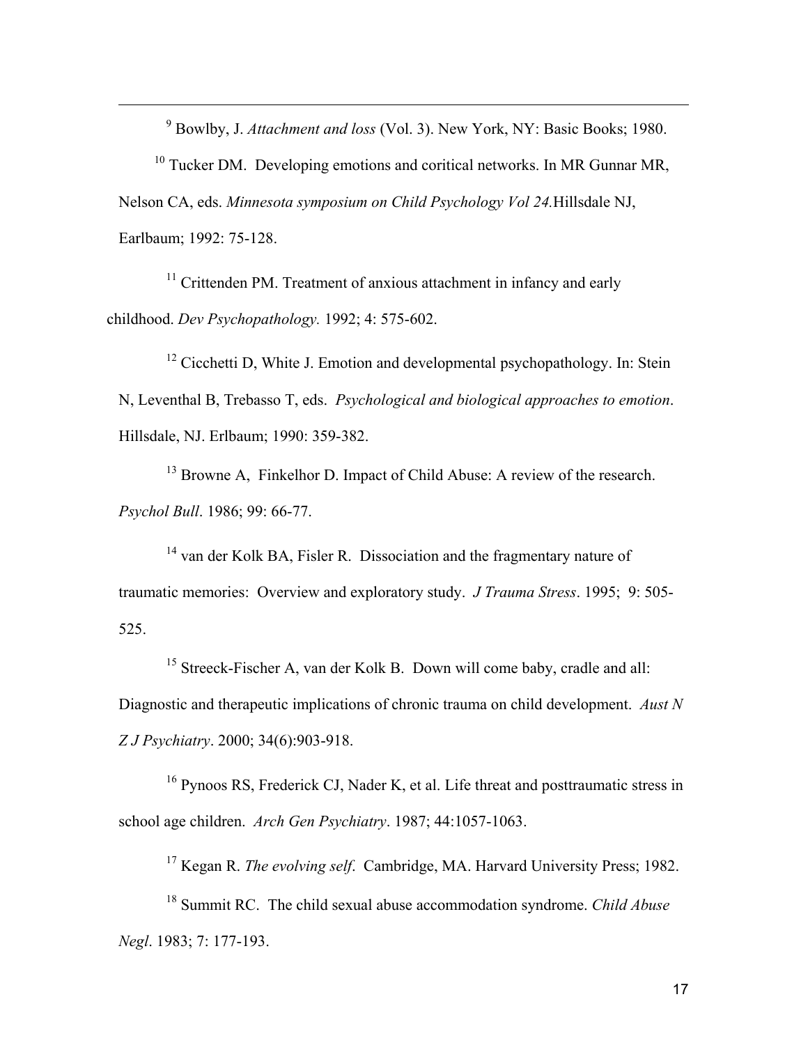[9] Bowlby, J. *Attachment and loss* (Vol. 3). New York, NY: Basic Books; 1980.

[10] Tucker DM. Developing emotions and coritical networks. In MR Gunnar MR, Nelson CA, eds. *Minnesota symposium on Child Psychology Vol 24.*Hillsdale NJ, Earlbaum; 1992: 75-128.

[11] Crittenden PM. Treatment of anxious attachment in infancy and early childhood. *Dev Psychopathology.* 1992; 4: 575-602.

[12] Cicchetti D, White J. Emotion and developmental psychopathology. In: Stein N, Leventhal B, Trebasso T, eds. *Psychological and biological approaches to emotion*. Hillsdale, NJ. Erlbaum; 1990: 359-382.

[13] Browne A, Finkelhor D. Impact of Child Abuse: A review of the research. *Psychol Bull*. 1986; 99: 66-77.

[14] van der Kolk BA, Fisler R. Dissociation and the fragmentary nature of traumatic memories: Overview and exploratory study. *J Trauma Stress*. 1995; 9: 505-525.

[15] Streeck-Fischer A, van der Kolk B. Down will come baby, cradle and all: Diagnostic and therapeutic implications of chronic trauma on child development. *Aust N Z J Psychiatry*. 2000; 34(6):903-918.

[16] Pynoos RS, Frederick CJ, Nader K, et al. Life threat and posttraumatic stress in school age children. *Arch Gen Psychiatry*. 1987; 44:1057-1063.

[17] Kegan R. *The evolving self*. Cambridge, MA. Harvard University Press; 1982.

[18] Summit RC. The child sexual abuse accommodation syndrome. *Child Abuse Negl*. 1983; 7: 177-193.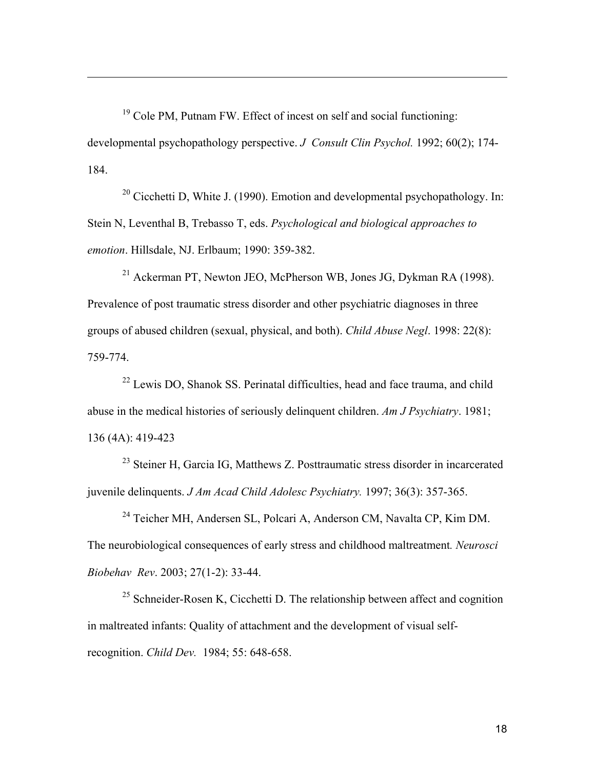[19] Cole PM, Putnam FW. Effect of incest on self and social functioning: developmental psychopathology perspective. *J Consult Clin Psychol.* 1992; 60(2); 174-184.

[20] Cicchetti D, White J. (1990). Emotion and developmental psychopathology. In: Stein N, Leventhal B, Trebasso T, eds. *Psychological and biological approaches to emotion*. Hillsdale, NJ. Erlbaum; 1990: 359-382.

[21] Ackerman PT, Newton JEO, McPherson WB, Jones JG, Dykman RA (1998). Prevalence of post traumatic stress disorder and other psychiatric diagnoses in three groups of abused children (sexual, physical, and both). *Child Abuse Negl*. 1998: 22(8): 759-774.

[22] Lewis DO, Shanok SS. Perinatal difficulties, head and face trauma, and child abuse in the medical histories of seriously delinquent children. *Am J Psychiatry*. 1981; 136 (4A): 419-423

[23] Steiner H, Garcia IG, Matthews Z. Posttraumatic stress disorder in incarcerated juvenile delinquents. *J Am Acad Child Adolesc Psychiatry.* 1997; 36(3): 357-365.

[24] Teicher MH, Andersen SL, Polcari A, Anderson CM, Navalta CP, Kim DM. The neurobiological consequences of early stress and childhood maltreatment*. Neurosci Biobehav Rev*. 2003; 27(1-2): 33-44.

[25] Schneider-Rosen K, Cicchetti D. The relationship between affect and cognition in maltreated infants: Quality of attachment and the development of visual self-recognition. *Child Dev.* 1984; 55: 648-658.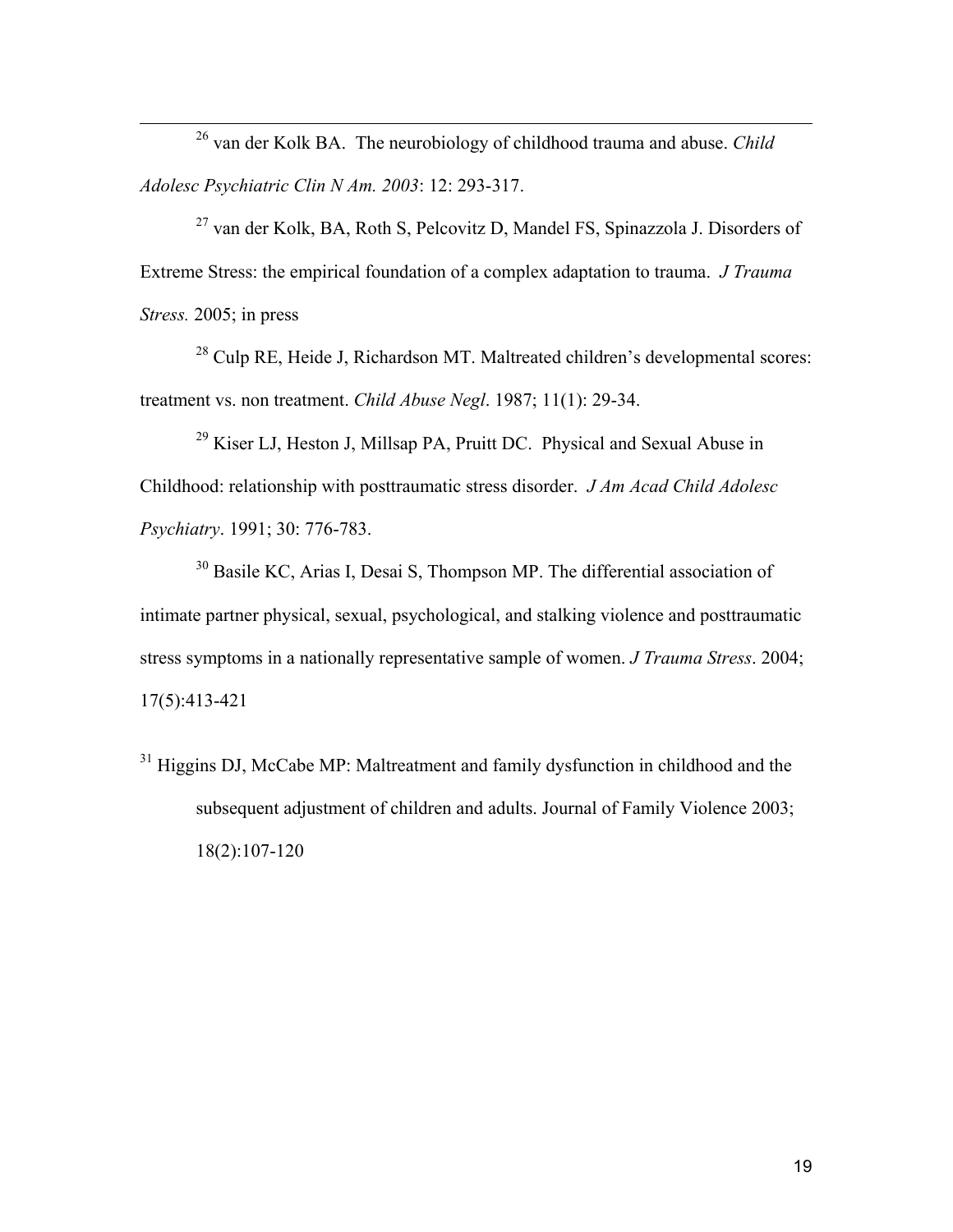[26] van der Kolk BA. The neurobiology of childhood trauma and abuse. *Child Adolesc Psychiatric Clin N Am. 2003*: 12: 293-317.

[27] van der Kolk, BA, Roth S, Pelcovitz D, Mandel FS, Spinazzola J. Disorders of Extreme Stress: the empirical foundation of a complex adaptation to trauma. *J Trauma Stress.* 2005; in press

[28] Culp RE, Heide J, Richardson MT. Maltreated children's developmental scores: treatment vs. non treatment. *Child Abuse Negl*. 1987; 11(1): 29-34.

[29] Kiser LJ, Heston J, Millsap PA, Pruitt DC. Physical and Sexual Abuse in Childhood: relationship with posttraumatic stress disorder. *J Am Acad Child Adolesc Psychiatry*. 1991; 30: 776-783.

[30] Basile KC, Arias I, Desai S, Thompson MP. The differential association of intimate partner physical, sexual, psychological, and stalking violence and posttraumatic stress symptoms in a nationally representative sample of women. *J Trauma Stress*. 2004; 17(5):413-421

[31] Higgins DJ, McCabe MP: Maltreatment and family dysfunction in childhood and the subsequent adjustment of children and adults. Journal of Family Violence 2003; 18(2):107-120